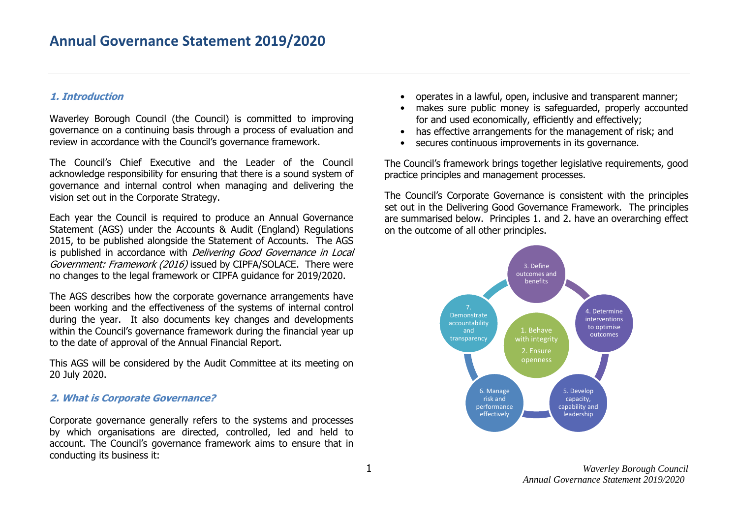# Annual Governance Statement 2019/2020

## 1. Introduction

Waverley Borough Council (the Council) is committed to improving governance on a continuing basis through a process of evaluation and review in accordance with the Council's governance framework.

The Council's Chief Executive and the Leader of the Council acknowledge responsibility for ensuring that there is a sound system of governance and internal control when managing and delivering the vision set out in the Corporate Strategy.

Each year the Council is required to produce an Annual Governance Statement (AGS) under the Accounts & Audit (England) Regulations 2015, to be published alongside the Statement of Accounts. The AGS is published in accordance with *Delivering Good Governance in Local Government: Framework (2016)* issued by CIPFA/SOLACE. There were no changes to the legal framework or CIPFA guidance for 2019/2020.

The AGS describes how the corporate governance arrangements have been working and the effectiveness of the systems of internal control during the year. It also documents key changes and developments within the Council's governance framework during the financial year up to the date of approval of the Annual Financial Report.

This AGS will be considered by the Audit Committee at its meeting on 20 July 2020.

## 2. What is Corporate Governance?

Corporate governance generally refers to the systems and processes by which organisations are directed, controlled, led and held to account. The Council's governance framework aims to ensure that in conducting its business it:

- operates in a lawful, open, inclusive and transparent manner;
- makes sure public money is safeguarded, properly accounted for and used economically, efficiently and effectively;
- has effective arrangements for the management of risk; and
- secures continuous improvements in its governance.

The Council's framework brings together legislative requirements, good practice principles and management processes.

The Council's Corporate Governance is consistent with the principles set out in the Delivering Good Governance Framework. The principles are summarised below. Principles 1. and 2. have an overarching effect on the outcome of all other principles.

1. Behave with integrity
2. Ensure openness
3. Define outcomes and benefits
4. Determine interventions to optimise outcomes
5. Develop capacity, capability and leadership
6. Manage risk and performance effectively
7. Demonstrate accountability and transparency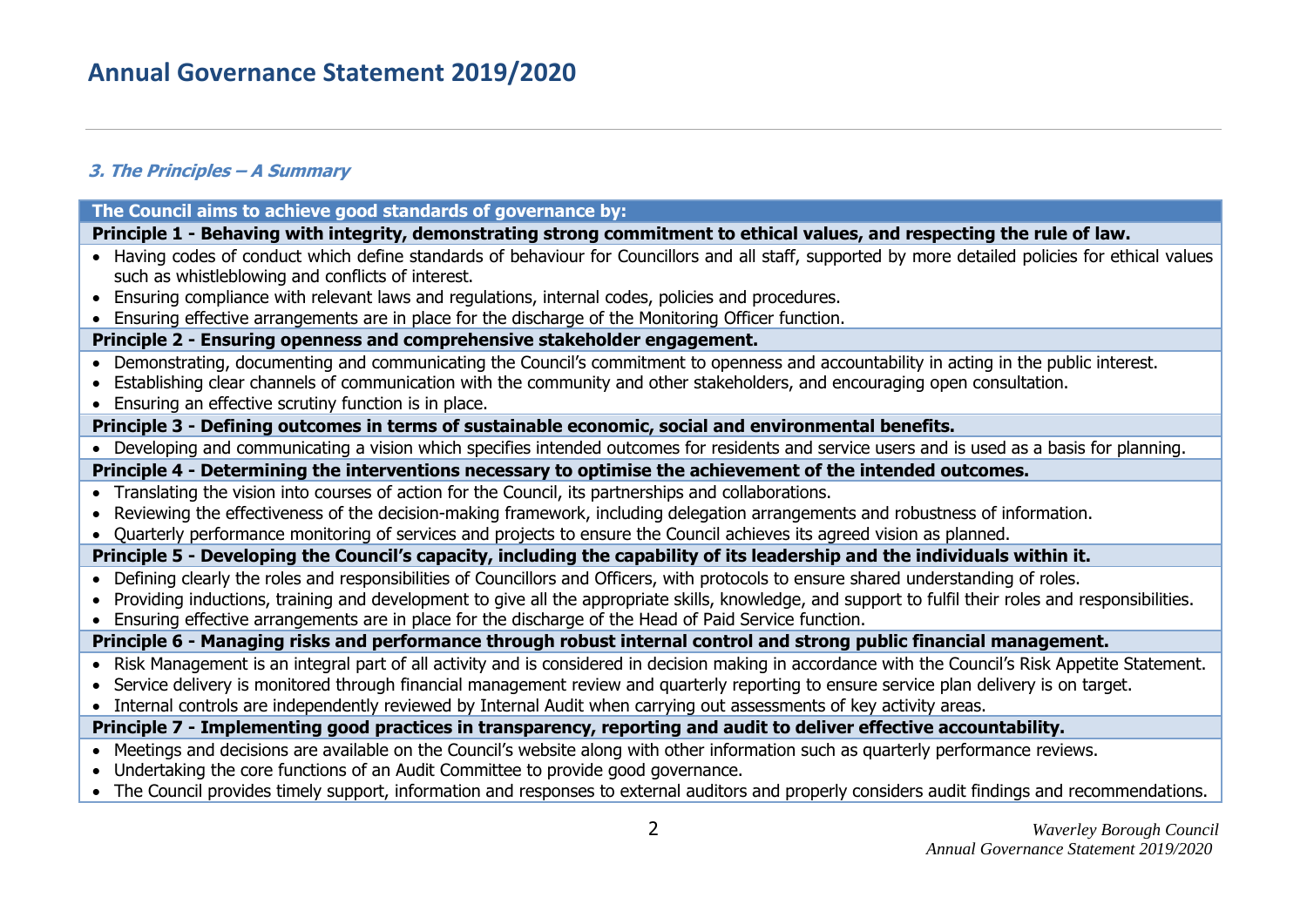# Annual Governance Statement 2019/2020

### *3. The Principles – A Summary*

**The Council aims to achieve good standards of governance by:**

**Principle 1 - Behaving with integrity, demonstrating strong commitment to ethical values, and respecting the rule of law.**

- Having codes of conduct which define standards of behaviour for Councillors and all staff, supported by more detailed policies for ethical values such as whistleblowing and conflicts of interest.
- Ensuring compliance with relevant laws and regulations, internal codes, policies and procedures.
- Ensuring effective arrangements are in place for the discharge of the Monitoring Officer function.

**Principle 2 - Ensuring openness and comprehensive stakeholder engagement.**

- Demonstrating, documenting and communicating the Council's commitment to openness and accountability in acting in the public interest.
- Establishing clear channels of communication with the community and other stakeholders, and encouraging open consultation.
- Ensuring an effective scrutiny function is in place.

**Principle 3 - Defining outcomes in terms of sustainable economic, social and environmental benefits.**

- Developing and communicating a vision which specifies intended outcomes for residents and service users and is used as a basis for planning.

**Principle 4 - Determining the interventions necessary to optimise the achievement of the intended outcomes.**

- Translating the vision into courses of action for the Council, its partnerships and collaborations.
- Reviewing the effectiveness of the decision-making framework, including delegation arrangements and robustness of information.
- Quarterly performance monitoring of services and projects to ensure the Council achieves its agreed vision as planned.

**Principle 5 - Developing the Council's capacity, including the capability of its leadership and the individuals within it.**

- Defining clearly the roles and responsibilities of Councillors and Officers, with protocols to ensure shared understanding of roles.
- Providing inductions, training and development to give all the appropriate skills, knowledge, and support to fulfil their roles and responsibilities.
- Ensuring effective arrangements are in place for the discharge of the Head of Paid Service function.

**Principle 6 - Managing risks and performance through robust internal control and strong public financial management.**

- Risk Management is an integral part of all activity and is considered in decision making in accordance with the Council's Risk Appetite Statement.
- Service delivery is monitored through financial management review and quarterly reporting to ensure service plan delivery is on target.
- Internal controls are independently reviewed by Internal Audit when carrying out assessments of key activity areas.

**Principle 7 - Implementing good practices in transparency, reporting and audit to deliver effective accountability.**

- Meetings and decisions are available on the Council's website along with other information such as quarterly performance reviews.
- Undertaking the core functions of an Audit Committee to provide good governance.
- The Council provides timely support, information and responses to external auditors and properly considers audit findings and recommendations.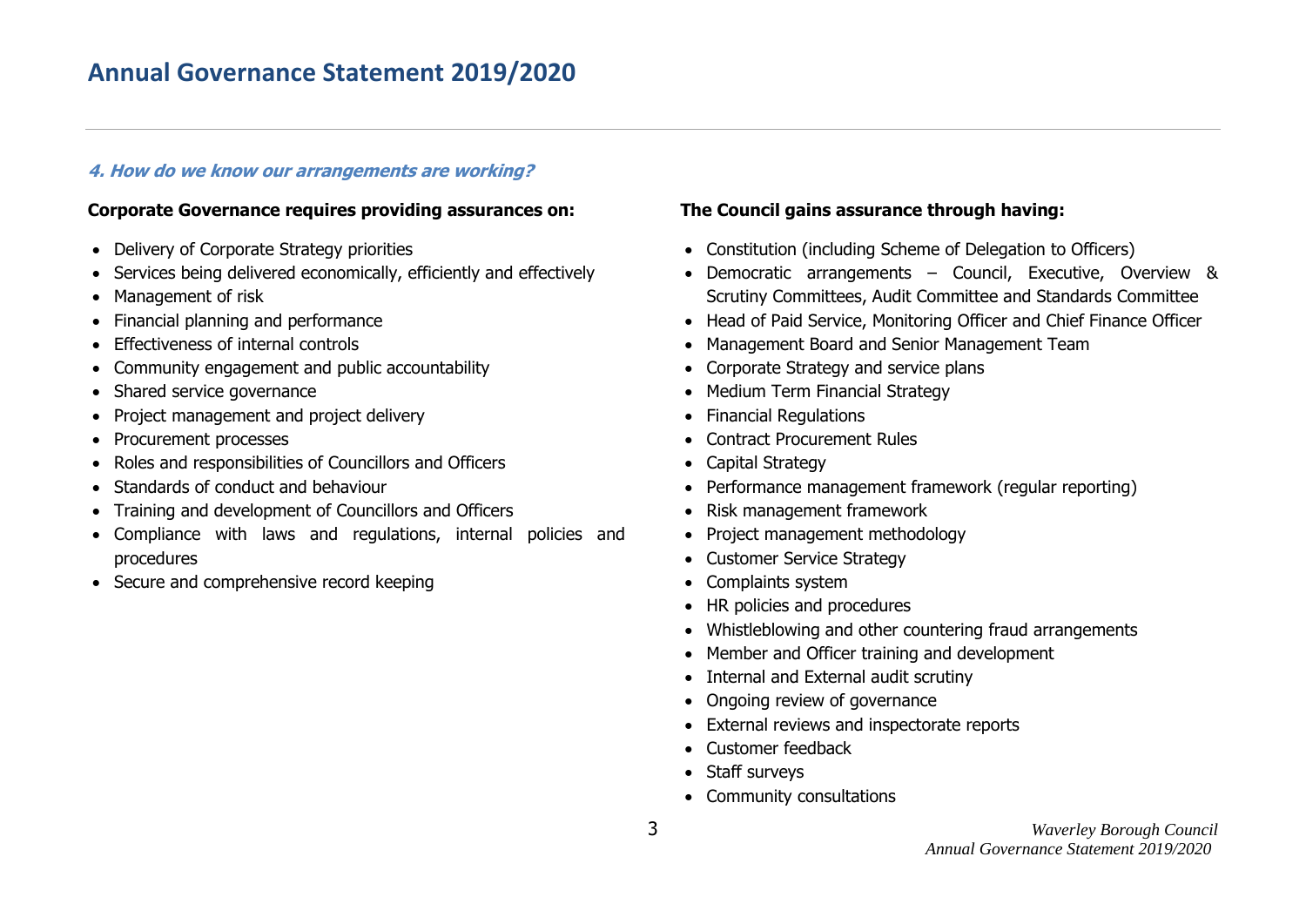#### *4. How do we know our arrangements are working?*

**Corporate Governance requires providing assurances on:**

- Delivery of Corporate Strategy priorities
- Services being delivered economically, efficiently and effectively
- Management of risk
- Financial planning and performance
- Effectiveness of internal controls
- Community engagement and public accountability
- Shared service governance
- Project management and project delivery
- Procurement processes
- Roles and responsibilities of Councillors and Officers
- Standards of conduct and behaviour
- Training and development of Councillors and Officers
- Compliance with laws and regulations, internal policies and procedures
- Secure and comprehensive record keeping

**The Council gains assurance through having:**

- Constitution (including Scheme of Delegation to Officers)
- Democratic arrangements – Council, Executive, Overview & Scrutiny Committees, Audit Committee and Standards Committee
- Head of Paid Service, Monitoring Officer and Chief Finance Officer
- Management Board and Senior Management Team
- Corporate Strategy and service plans
- Medium Term Financial Strategy
- Financial Regulations
- Contract Procurement Rules
- Capital Strategy
- Performance management framework (regular reporting)
- Risk management framework
- Project management methodology
- Customer Service Strategy
- Complaints system
- HR policies and procedures
- Whistleblowing and other countering fraud arrangements
- Member and Officer training and development
- Internal and External audit scrutiny
- Ongoing review of governance
- External reviews and inspectorate reports
- Customer feedback
- Staff surveys
- Community consultations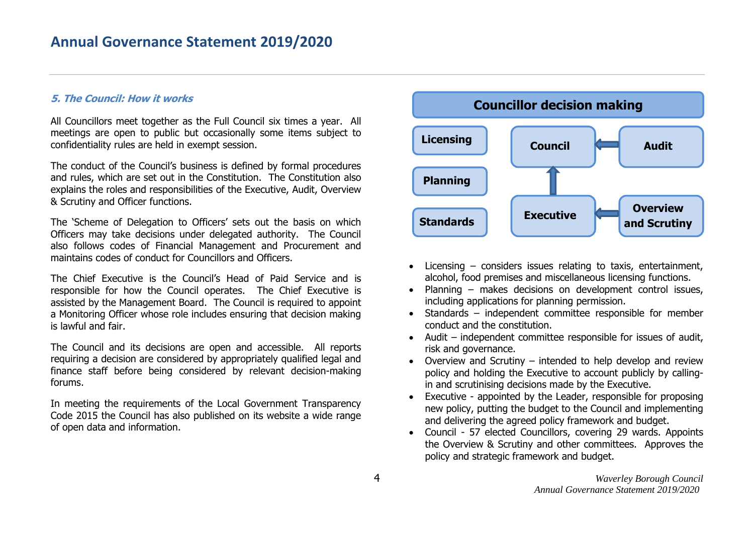### *5. The Council: How it works*

All Councillors meet together as the Full Council six times a year. All meetings are open to public but occasionally some items subject to confidentiality rules are held in exempt session.

The conduct of the Council's business is defined by formal procedures and rules, which are set out in the Constitution. The Constitution also explains the roles and responsibilities of the Executive, Audit, Overview & Scrutiny and Officer functions.

The 'Scheme of Delegation to Officers' sets out the basis on which Officers may take decisions under delegated authority. The Council also follows codes of Financial Management and Procurement and maintains codes of conduct for Councillors and Officers.

The Chief Executive is the Council's Head of Paid Service and is responsible for how the Council operates. The Chief Executive is assisted by the Management Board. The Council is required to appoint a Monitoring Officer whose role includes ensuring that decision making is lawful and fair.

The Council and its decisions are open and accessible. All reports requiring a decision are considered by appropriately qualified legal and finance staff before being considered by relevant decision-making forums.

In meeting the requirements of the Local Government Transparency Code 2015 the Council has also published on its website a wide range of open data and information.

**Councillor decision making**

- **Licensing**
- **Planning**
- **Standards**
- **Council** ← **Audit**
- **Executive** → **Council**
- **Executive** ← **Overview and Scrutiny**

- Licensing – considers issues relating to taxis, entertainment, alcohol, food premises and miscellaneous licensing functions.
- Planning – makes decisions on development control issues, including applications for planning permission.
- Standards – independent committee responsible for member conduct and the constitution.
- Audit – independent committee responsible for issues of audit, risk and governance.
- Overview and Scrutiny – intended to help develop and review policy and holding the Executive to account publicly by calling-in and scrutinising decisions made by the Executive.
- Executive - appointed by the Leader, responsible for proposing new policy, putting the budget to the Council and implementing and delivering the agreed policy framework and budget.
- Council - 57 elected Councillors, covering 29 wards. Appoints the Overview & Scrutiny and other committees. Approves the policy and strategic framework and budget.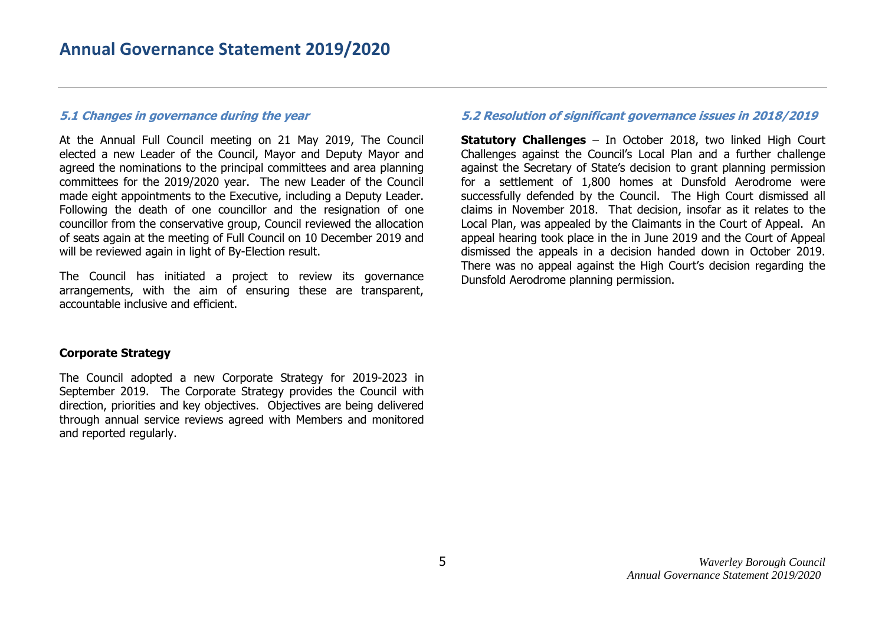# Annual Governance Statement 2019/2020

### *5.1 Changes in governance during the year*

At the Annual Full Council meeting on 21 May 2019, The Council elected a new Leader of the Council, Mayor and Deputy Mayor and agreed the nominations to the principal committees and area planning committees for the 2019/2020 year. The new Leader of the Council made eight appointments to the Executive, including a Deputy Leader. Following the death of one councillor and the resignation of one councillor from the conservative group, Council reviewed the allocation of seats again at the meeting of Full Council on 10 December 2019 and will be reviewed again in light of By-Election result.

The Council has initiated a project to review its governance arrangements, with the aim of ensuring these are transparent, accountable inclusive and efficient.

**Corporate Strategy**

The Council adopted a new Corporate Strategy for 2019-2023 in September 2019. The Corporate Strategy provides the Council with direction, priorities and key objectives. Objectives are being delivered through annual service reviews agreed with Members and monitored and reported regularly.

### *5.2 Resolution of significant governance issues in 2018/2019*

**Statutory Challenges** – In October 2018, two linked High Court Challenges against the Council's Local Plan and a further challenge against the Secretary of State's decision to grant planning permission for a settlement of 1,800 homes at Dunsfold Aerodrome were successfully defended by the Council. The High Court dismissed all claims in November 2018. That decision, insofar as it relates to the Local Plan, was appealed by the Claimants in the Court of Appeal. An appeal hearing took place in the in June 2019 and the Court of Appeal dismissed the appeals in a decision handed down in October 2019. There was no appeal against the High Court's decision regarding the Dunsfold Aerodrome planning permission.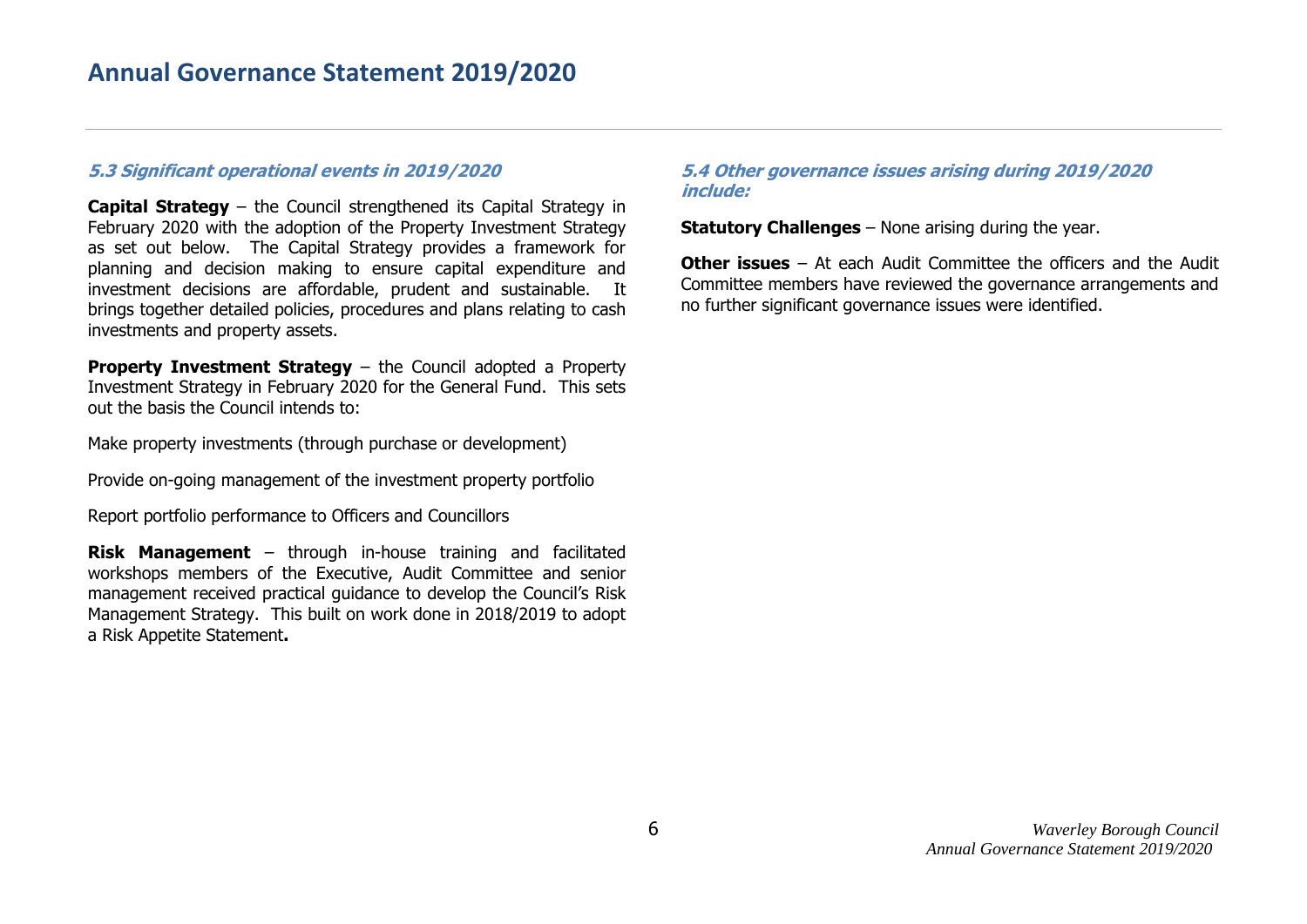### 5.3 Significant operational events in 2019/2020

**Capital Strategy** – the Council strengthened its Capital Strategy in February 2020 with the adoption of the Property Investment Strategy as set out below. The Capital Strategy provides a framework for planning and decision making to ensure capital expenditure and investment decisions are affordable, prudent and sustainable. It brings together detailed policies, procedures and plans relating to cash investments and property assets.

**Property Investment Strategy** – the Council adopted a Property Investment Strategy in February 2020 for the General Fund. This sets out the basis the Council intends to:

Make property investments (through purchase or development)

Provide on-going management of the investment property portfolio

Report portfolio performance to Officers and Councillors

**Risk Management** – through in-house training and facilitated workshops members of the Executive, Audit Committee and senior management received practical guidance to develop the Council's Risk Management Strategy. This built on work done in 2018/2019 to adopt a Risk Appetite Statement**.**

### 5.4 Other governance issues arising during 2019/2020 include:

**Statutory Challenges** – None arising during the year.

**Other issues** – At each Audit Committee the officers and the Audit Committee members have reviewed the governance arrangements and no further significant governance issues were identified.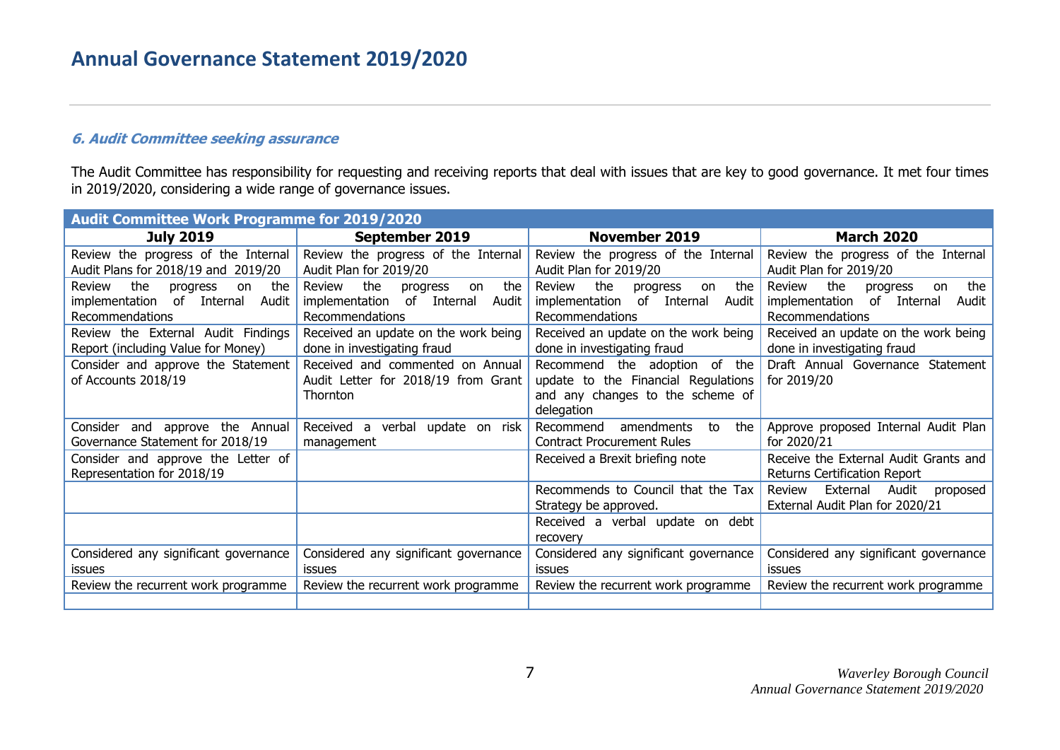### *6. Audit Committee seeking assurance*

The Audit Committee has responsibility for requesting and receiving reports that deal with issues that are key to good governance. It met four times in 2019/2020, considering a wide range of governance issues.

| **Audit Committee Work Programme for 2019/2020** | | | |
|---|---|---|---|
| **July 2019** | **September 2019** | **November 2019** | **March 2020** |
| Review the progress of the Internal Audit Plans for 2018/19 and 2019/20 | Review the progress of the Internal Audit Plan for 2019/20 | Review the progress of the Internal Audit Plan for 2019/20 | Review the progress of the Internal Audit Plan for 2019/20 |
| Review the progress on the implementation of Internal Audit Recommendations | Review the progress on the implementation of Internal Audit Recommendations | Review the progress on the implementation of Internal Audit Recommendations | Review the progress on the implementation of Internal Audit Recommendations |
| Review the External Audit Findings Report (including Value for Money) | Received an update on the work being done in investigating fraud | Received an update on the work being done in investigating fraud | Received an update on the work being done in investigating fraud |
| Consider and approve the Statement of Accounts 2018/19 | Received and commented on Annual Audit Letter for 2018/19 from Grant Thornton | Recommend the adoption of the update to the Financial Regulations and any changes to the scheme of delegation | Draft Annual Governance Statement for 2019/20 |
| Consider and approve the Annual Governance Statement for 2018/19 | Received a verbal update on risk management | Recommend amendments to the Contract Procurement Rules | Approve proposed Internal Audit Plan for 2020/21 |
| Consider and approve the Letter of Representation for 2018/19 | | Received a Brexit briefing note | Receive the External Audit Grants and Returns Certification Report |
| | | Recommends to Council that the Tax Strategy be approved. | Review External Audit proposed External Audit Plan for 2020/21 |
| | | Received a verbal update on debt recovery | |
| Considered any significant governance issues | Considered any significant governance issues | Considered any significant governance issues | Considered any significant governance issues |
| Review the recurrent work programme | Review the recurrent work programme | Review the recurrent work programme | Review the recurrent work programme |
| | | | |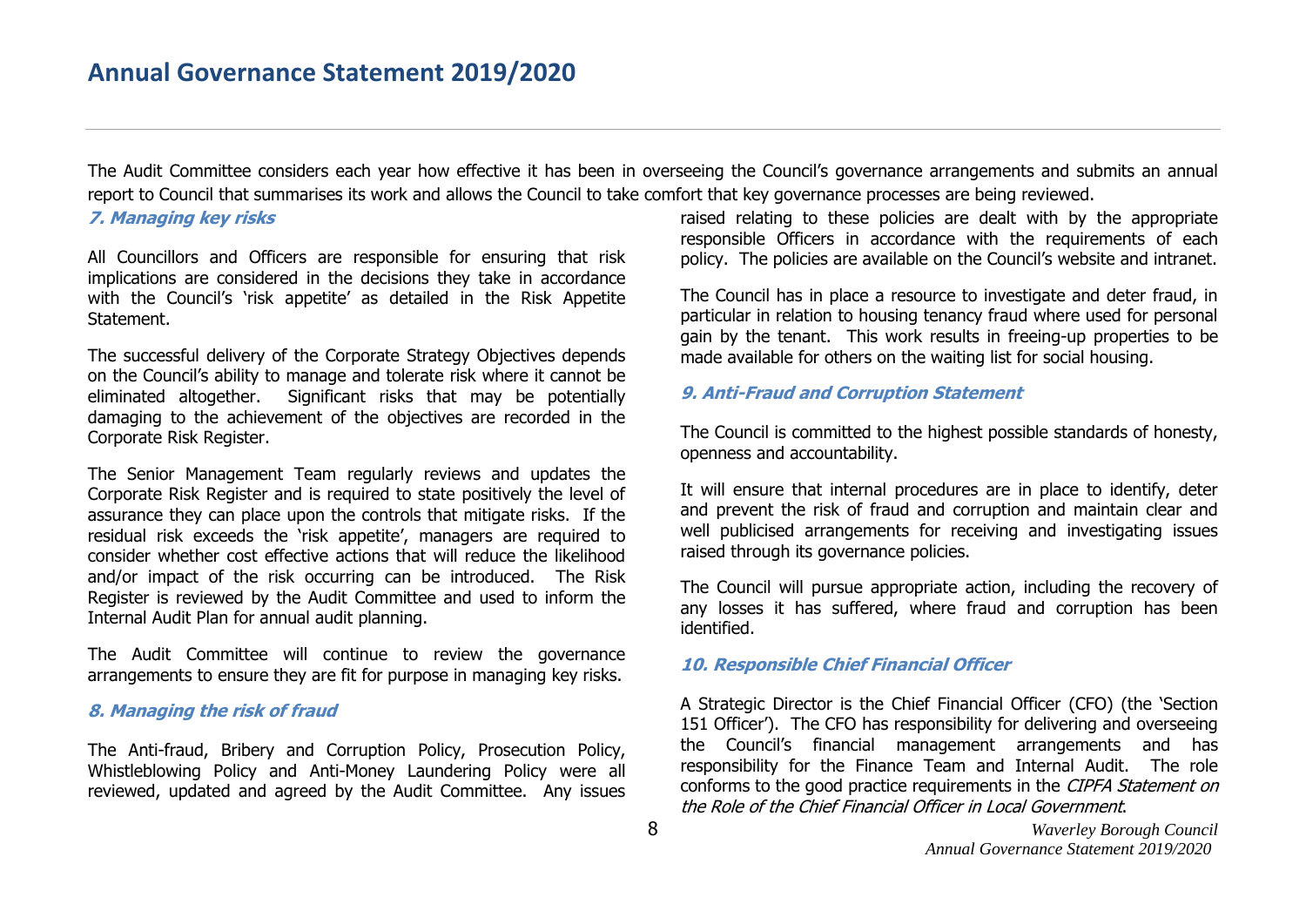The Audit Committee considers each year how effective it has been in overseeing the Council's governance arrangements and submits an annual report to Council that summarises its work and allows the Council to take comfort that key governance processes are being reviewed.

### *7. Managing key risks*

All Councillors and Officers are responsible for ensuring that risk implications are considered in the decisions they take in accordance with the Council's 'risk appetite' as detailed in the Risk Appetite Statement.

The successful delivery of the Corporate Strategy Objectives depends on the Council's ability to manage and tolerate risk where it cannot be eliminated altogether. Significant risks that may be potentially damaging to the achievement of the objectives are recorded in the Corporate Risk Register.

The Senior Management Team regularly reviews and updates the Corporate Risk Register and is required to state positively the level of assurance they can place upon the controls that mitigate risks. If the residual risk exceeds the 'risk appetite', managers are required to consider whether cost effective actions that will reduce the likelihood and/or impact of the risk occurring can be introduced. The Risk Register is reviewed by the Audit Committee and used to inform the Internal Audit Plan for annual audit planning.

The Audit Committee will continue to review the governance arrangements to ensure they are fit for purpose in managing key risks.

### *8. Managing the risk of fraud*

The Anti-fraud, Bribery and Corruption Policy, Prosecution Policy, Whistleblowing Policy and Anti-Money Laundering Policy were all reviewed, updated and agreed by the Audit Committee. Any issues raised relating to these policies are dealt with by the appropriate responsible Officers in accordance with the requirements of each policy. The policies are available on the Council's website and intranet.

The Council has in place a resource to investigate and deter fraud, in particular in relation to housing tenancy fraud where used for personal gain by the tenant. This work results in freeing-up properties to be made available for others on the waiting list for social housing.

### *9. Anti-Fraud and Corruption Statement*

The Council is committed to the highest possible standards of honesty, openness and accountability.

It will ensure that internal procedures are in place to identify, deter and prevent the risk of fraud and corruption and maintain clear and well publicised arrangements for receiving and investigating issues raised through its governance policies.

The Council will pursue appropriate action, including the recovery of any losses it has suffered, where fraud and corruption has been identified.

### *10. Responsible Chief Financial Officer*

A Strategic Director is the Chief Financial Officer (CFO) (the 'Section 151 Officer'). The CFO has responsibility for delivering and overseeing the Council's financial management arrangements and has responsibility for the Finance Team and Internal Audit. The role conforms to the good practice requirements in the *CIPFA Statement on the Role of the Chief Financial Officer in Local Government*.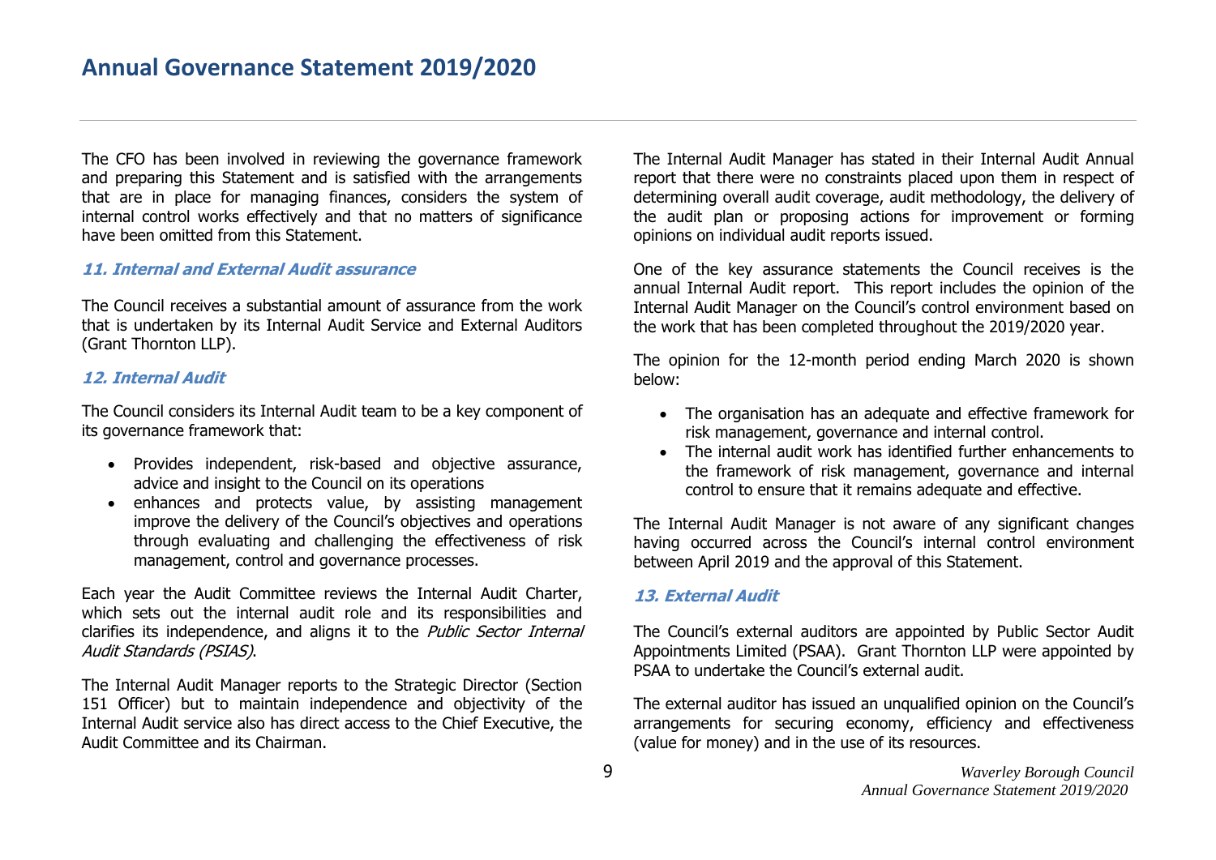The CFO has been involved in reviewing the governance framework and preparing this Statement and is satisfied with the arrangements that are in place for managing finances, considers the system of internal control works effectively and that no matters of significance have been omitted from this Statement.

### *11. Internal and External Audit assurance*

The Council receives a substantial amount of assurance from the work that is undertaken by its Internal Audit Service and External Auditors (Grant Thornton LLP).

### *12. Internal Audit*

The Council considers its Internal Audit team to be a key component of its governance framework that:

- Provides independent, risk-based and objective assurance, advice and insight to the Council on its operations
- enhances and protects value, by assisting management improve the delivery of the Council's objectives and operations through evaluating and challenging the effectiveness of risk management, control and governance processes.

Each year the Audit Committee reviews the Internal Audit Charter, which sets out the internal audit role and its responsibilities and clarifies its independence, and aligns it to the *Public Sector Internal Audit Standards (PSIAS)*.

The Internal Audit Manager reports to the Strategic Director (Section 151 Officer) but to maintain independence and objectivity of the Internal Audit service also has direct access to the Chief Executive, the Audit Committee and its Chairman.

The Internal Audit Manager has stated in their Internal Audit Annual report that there were no constraints placed upon them in respect of determining overall audit coverage, audit methodology, the delivery of the audit plan or proposing actions for improvement or forming opinions on individual audit reports issued.

One of the key assurance statements the Council receives is the annual Internal Audit report. This report includes the opinion of the Internal Audit Manager on the Council's control environment based on the work that has been completed throughout the 2019/2020 year.

The opinion for the 12-month period ending March 2020 is shown below:

- The organisation has an adequate and effective framework for risk management, governance and internal control.
- The internal audit work has identified further enhancements to the framework of risk management, governance and internal control to ensure that it remains adequate and effective.

The Internal Audit Manager is not aware of any significant changes having occurred across the Council's internal control environment between April 2019 and the approval of this Statement.

### *13. External Audit*

The Council's external auditors are appointed by Public Sector Audit Appointments Limited (PSAA). Grant Thornton LLP were appointed by PSAA to undertake the Council's external audit.

The external auditor has issued an unqualified opinion on the Council's arrangements for securing economy, efficiency and effectiveness (value for money) and in the use of its resources.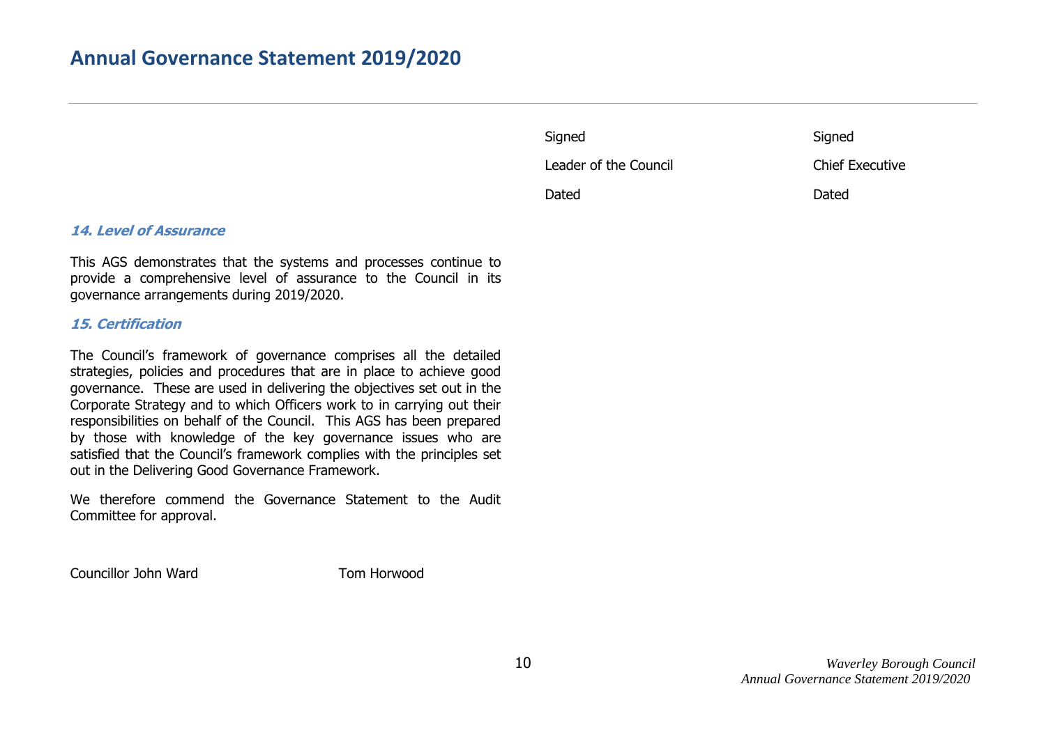# Annual Governance Statement 2019/2020

### *14. Level of Assurance*

This AGS demonstrates that the systems and processes continue to provide a comprehensive level of assurance to the Council in its governance arrangements during 2019/2020.

### *15. Certification*

The Council's framework of governance comprises all the detailed strategies, policies and procedures that are in place to achieve good governance. These are used in delivering the objectives set out in the Corporate Strategy and to which Officers work to in carrying out their responsibilities on behalf of the Council. This AGS has been prepared by those with knowledge of the key governance issues who are satisfied that the Council's framework complies with the principles set out in the Delivering Good Governance Framework.

We therefore commend the Governance Statement to the Audit Committee for approval.

| | |
|---|---|
| Councillor John Ward | Tom Horwood |
| Signed | Signed |
| Leader of the Council | Chief Executive |
| Dated | Dated |